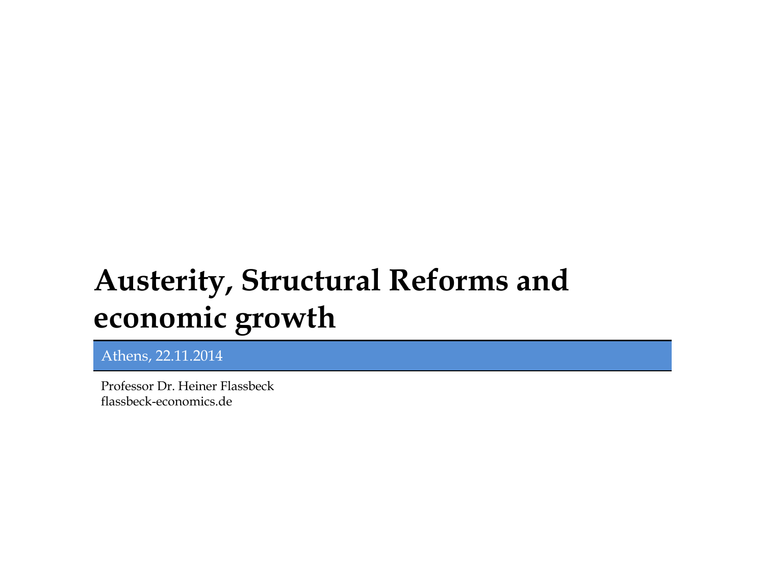# Austerity, Structural Reforms and economic growth

Athens, 22.11.2014

Professor Dr. Heiner Flassbeck
flassbeck-economics.de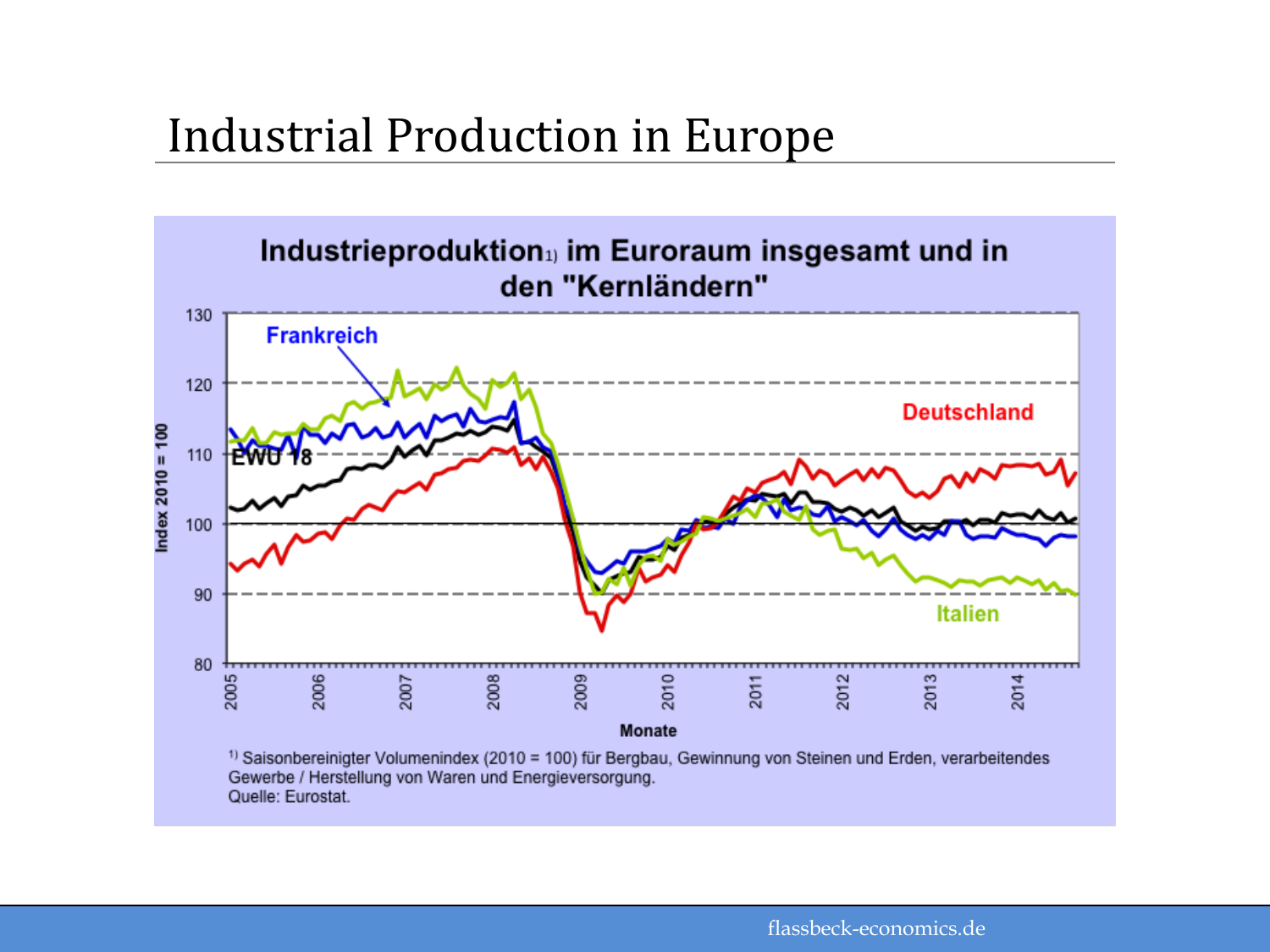# Industrial Production in Europe

Industrieproduktion[1] im Euroraum insgesamt und in den "Kernländern"

Index 2010 = 100

Frankreich

EWU 18

Deutschland

Italien

Monate

[1] Saisonbereinigter Volumenindex (2010 = 100) für Bergbau, Gewinnung von Steinen und Erden, verarbeitendes Gewerbe / Herstellung von Waren und Energieversorgung.
Quelle: Eurostat.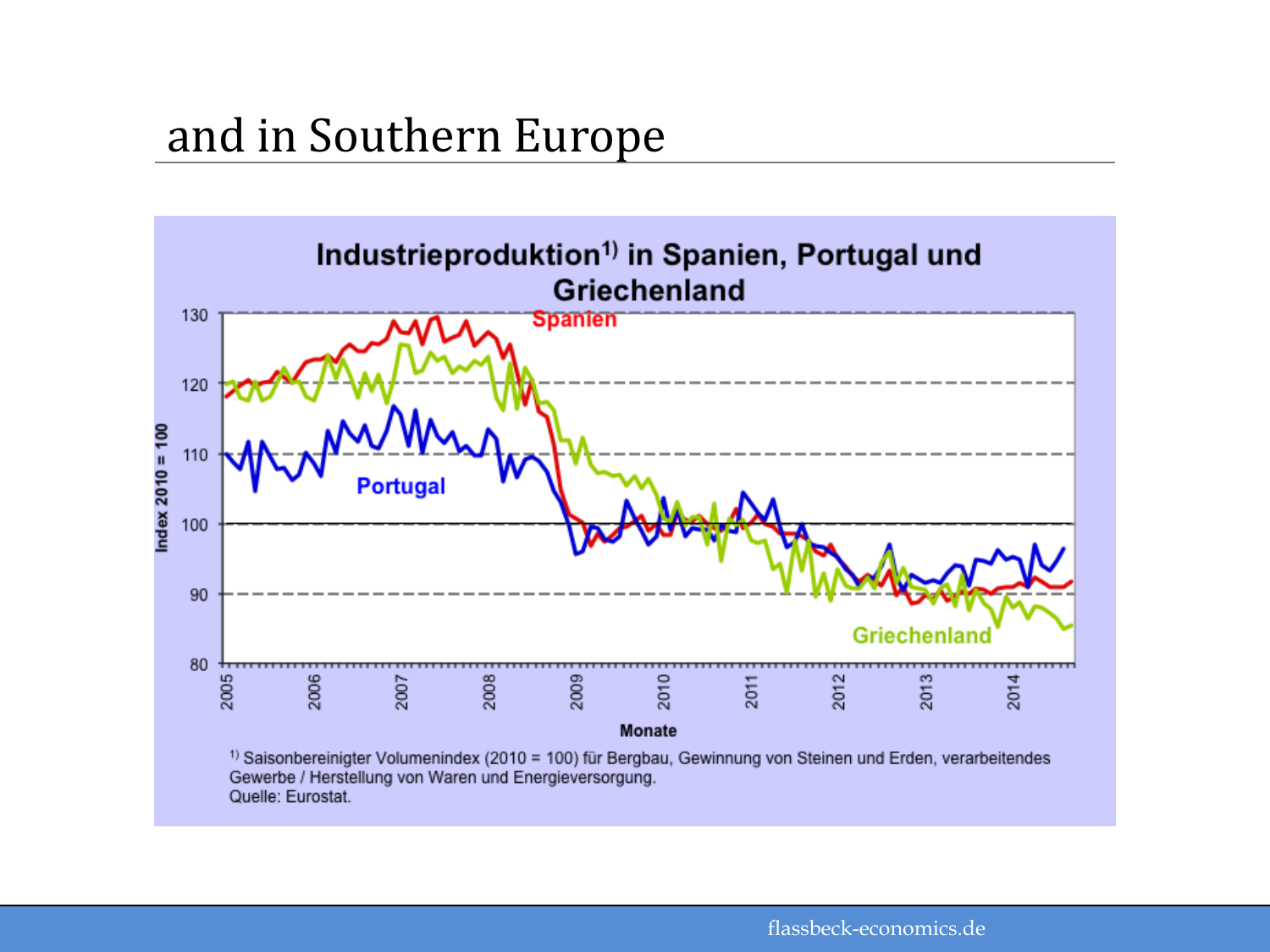# and in Southern Europe

**Industrieproduktion[1] in Spanien, Portugal und Griechenland**

[1] Saisonbereinigter Volumenindex (2010 = 100) für Bergbau, Gewinnung von Steinen und Erden, verarbeitendes Gewerbe / Herstellung von Waren und Energieversorgung.
Quelle: Eurostat.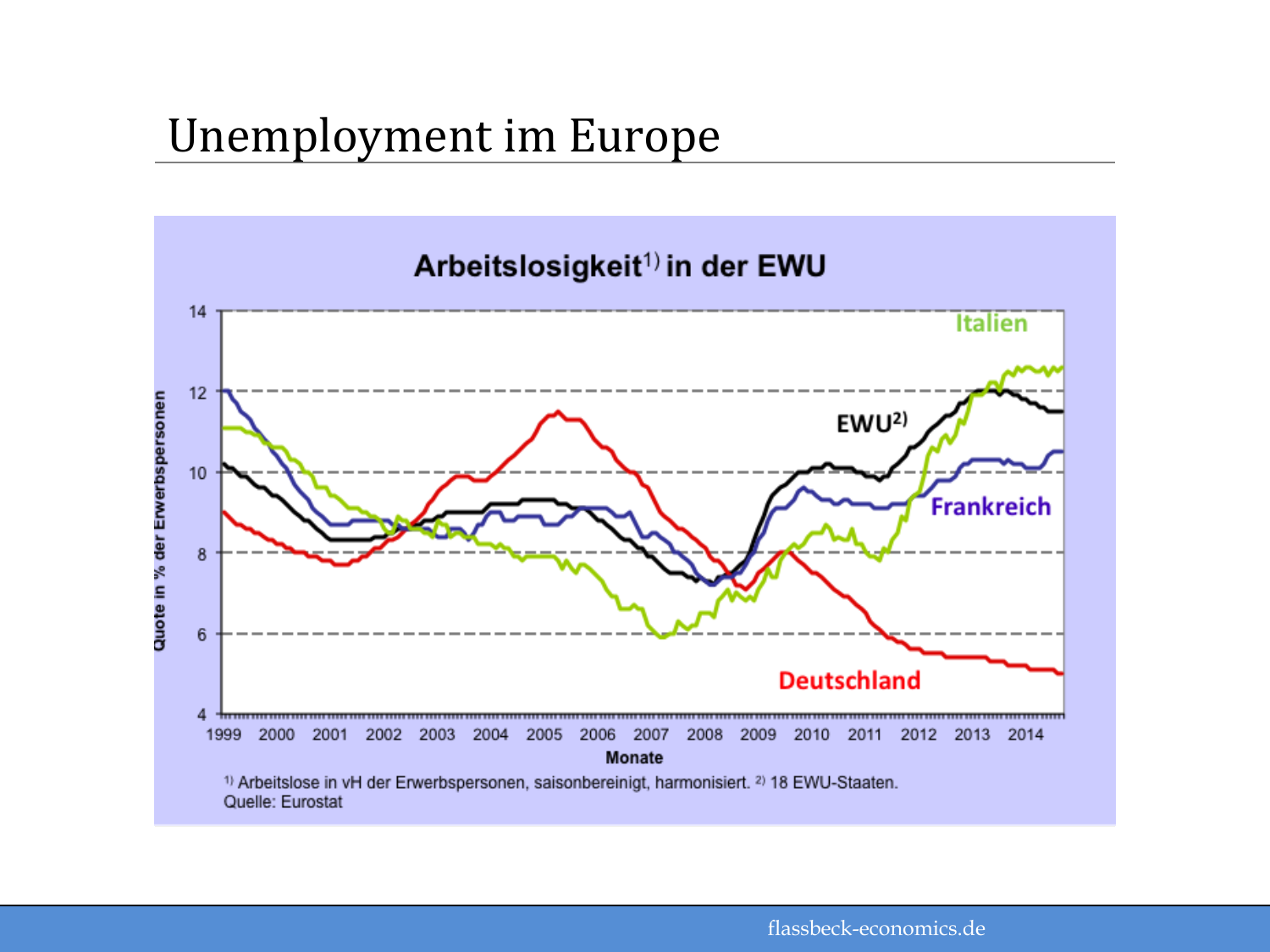# Unemployment im Europe

## Arbeitslosigkeit[1] in der EWU

[1] Arbeitslose in vH der Erwerbspersonen, saisonbereinigt, harmonisiert. [2] 18 EWU-Staaten.
Quelle: Eurostat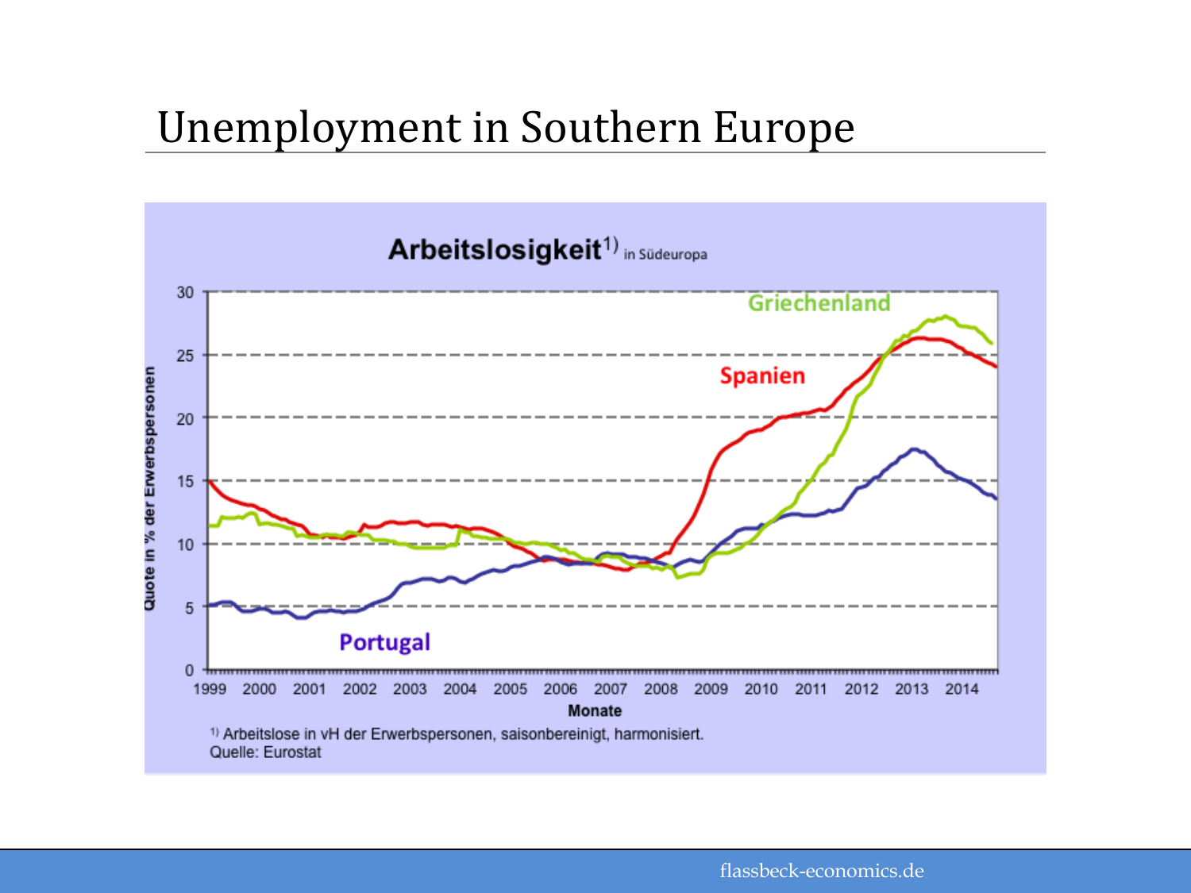# Unemployment in Southern Europe

**Arbeitslosigkeit**[1] in Südeuropa

[1] Arbeitslose in vH der Erwerbspersonen, saisonbereinigt, harmonisiert.
Quelle: Eurostat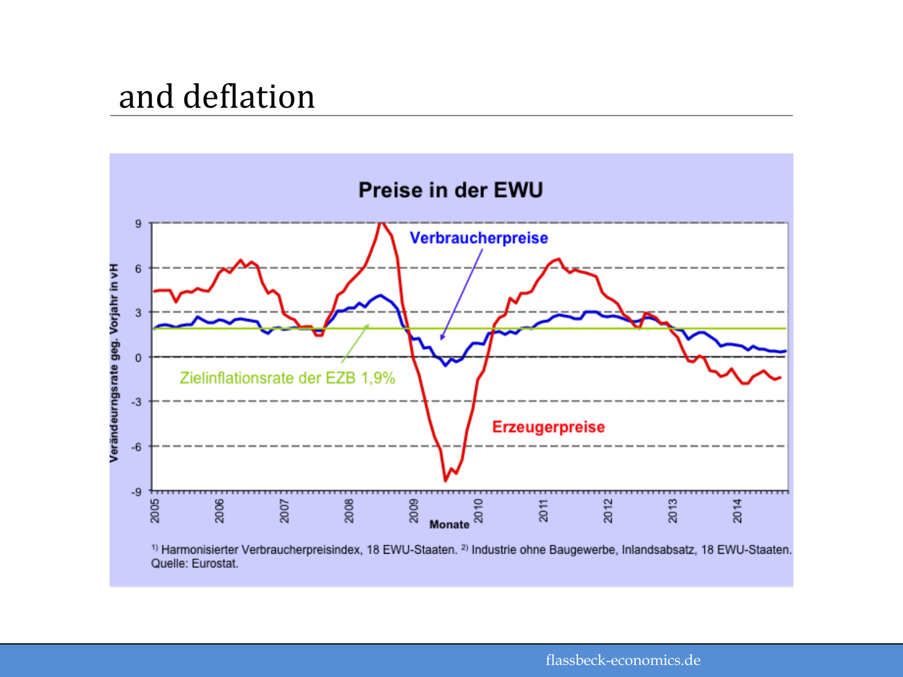## and deflation

**Preise in der EWU**

Verbraucherpreise

Erzeugerpreise

Zielinflationsrate der EZB 1,9%

Veränderungsrate geg. Vorjahr in vH

Monate

[1] Harmonisierter Verbraucherpreisindex, 18 EWU-Staaten. [2] Industrie ohne Baugewerbe, Inlandsabsatz, 18 EWU-Staaten.
Quelle: Eurostat.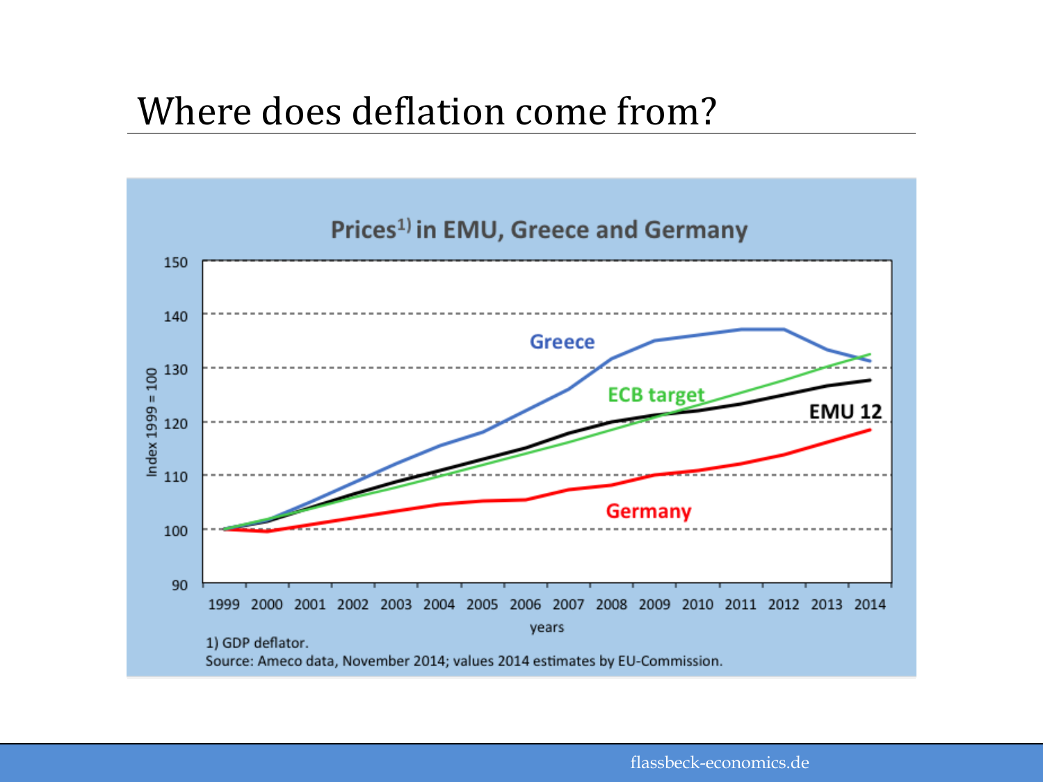# Where does deflation come from?

**Prices[1] in EMU, Greece and Germany**

1) GDP deflator.
Source: Ameco data, November 2014; values 2014 estimates by EU-Commission.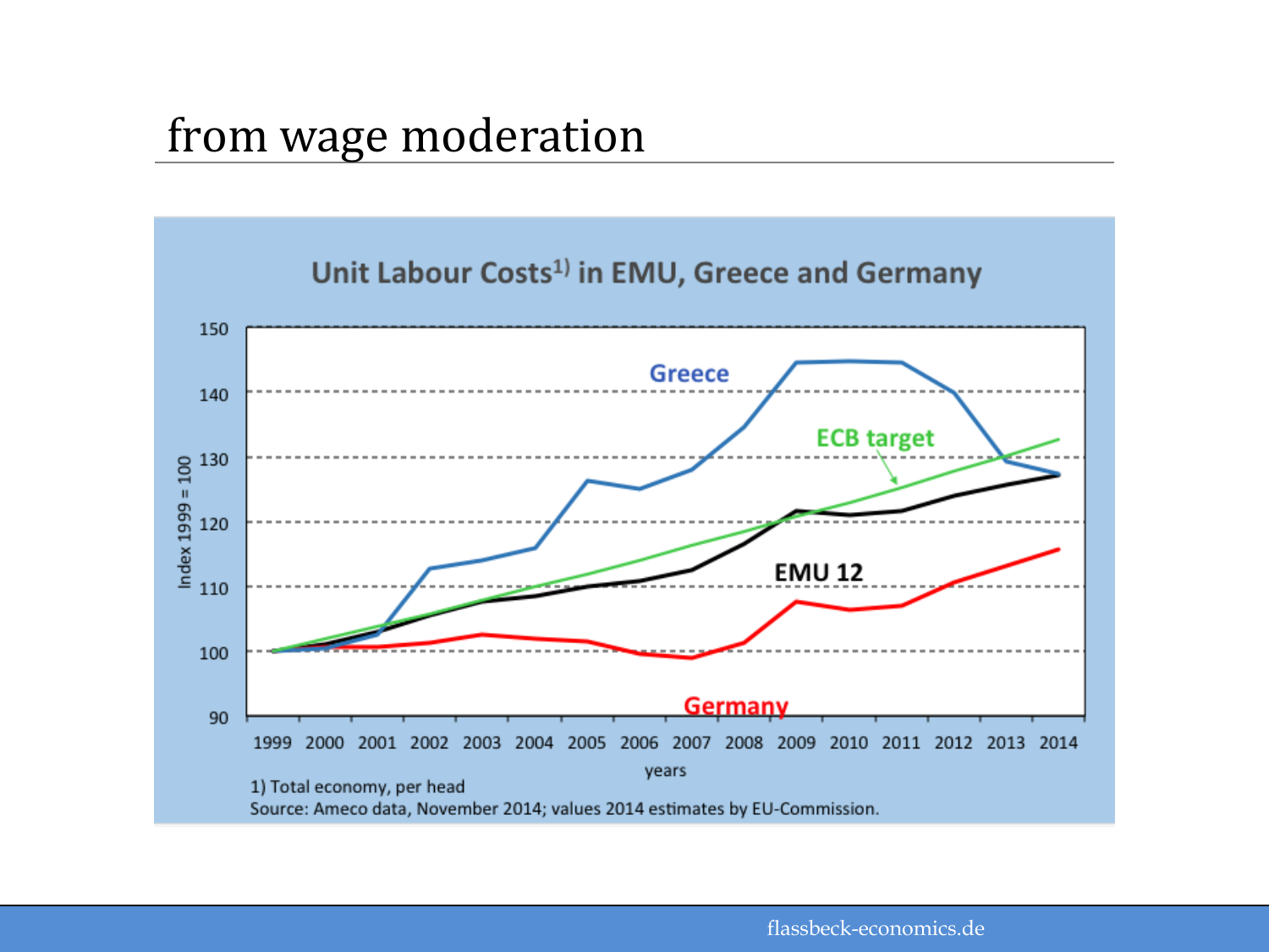# from wage moderation

**Unit Labour Costs[1] in EMU, Greece and Germany**

1) Total economy, per head

Source: Ameco data, November 2014; values 2014 estimates by EU-Commission.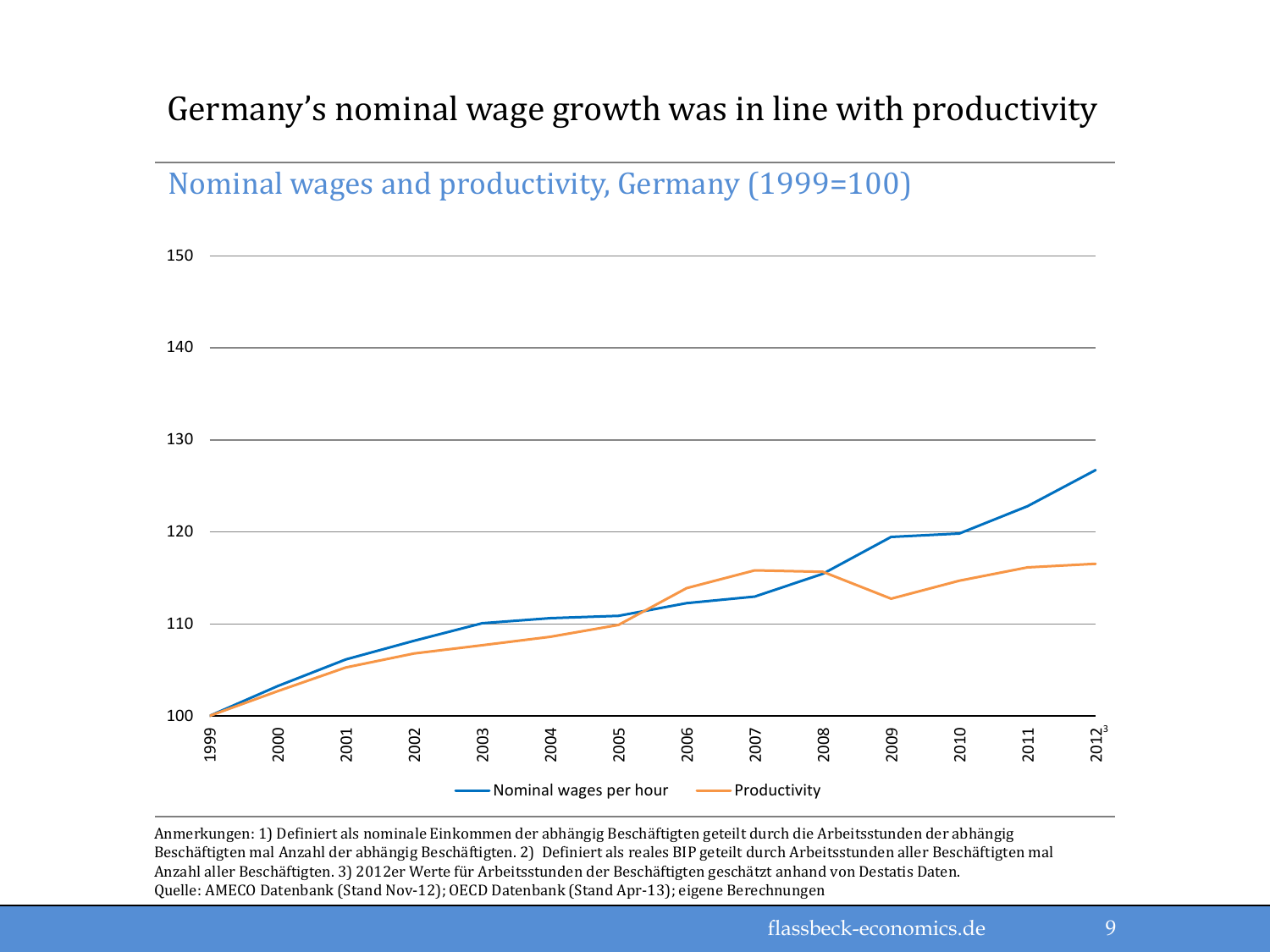# Germany's nominal wage growth was in line with productivity

## Nominal wages and productivity, Germany (1999=100)

Anmerkungen: 1) Definiert als nominale Einkommen der abhängig Beschäftigten geteilt durch die Arbeitsstunden der abhängig Beschäftigten mal Anzahl der abhängig Beschäftigten. 2) Definiert als reales BIP geteilt durch Arbeitsstunden aller Beschäftigten mal Anzahl aller Beschäftigten. 3) 2012er Werte für Arbeitsstunden der Beschäftigten geschätzt anhand von Destatis Daten.
Quelle: AMECO Datenbank (Stand Nov-12); OECD Datenbank (Stand Apr-13); eigene Berechnungen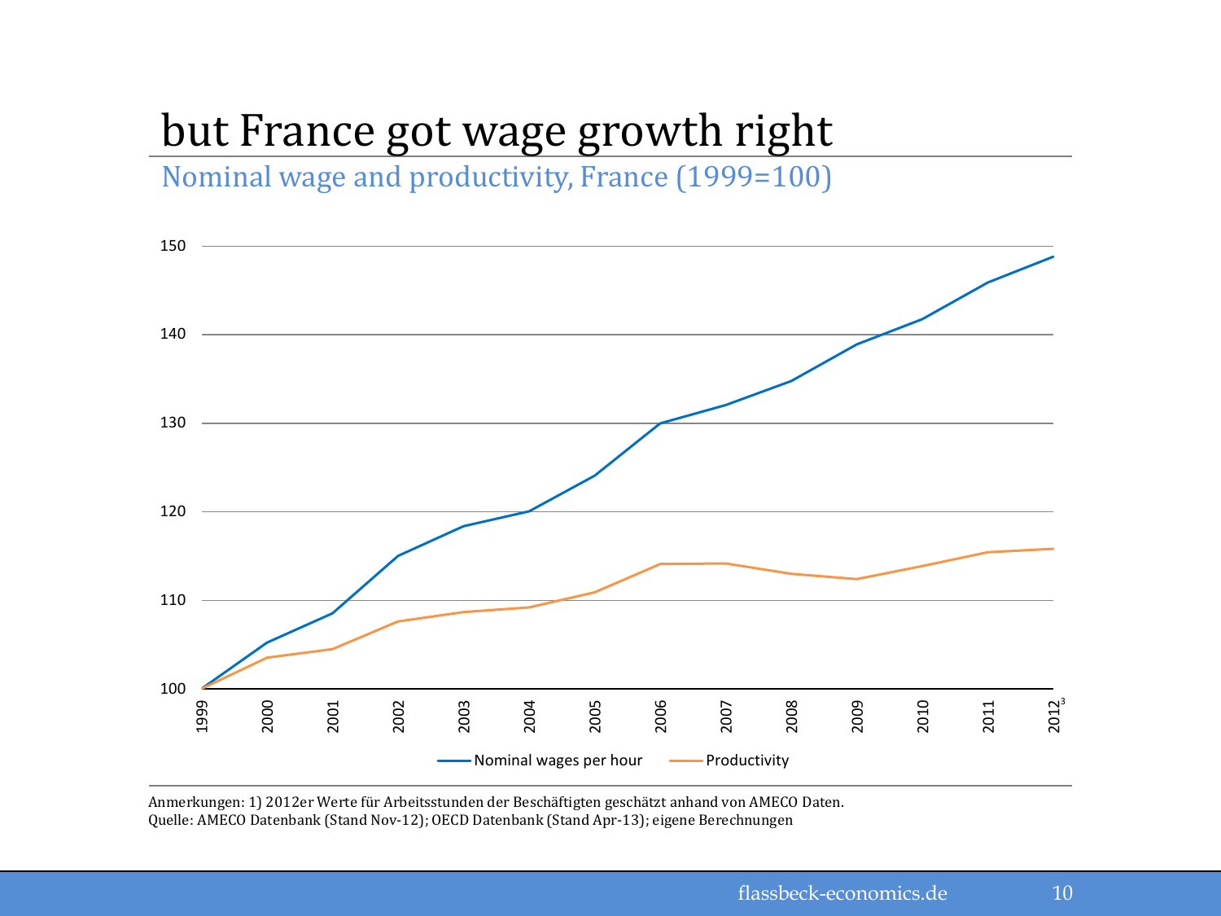# but France got wage growth right

## Nominal wage and productivity, France (1999=100)

Anmerkungen: 1) 2012er Werte für Arbeitsstunden der Beschäftigten geschätzt anhand von AMECO Daten.
Quelle: AMECO Datenbank (Stand Nov-12); OECD Datenbank (Stand Apr-13); eigene Berechnungen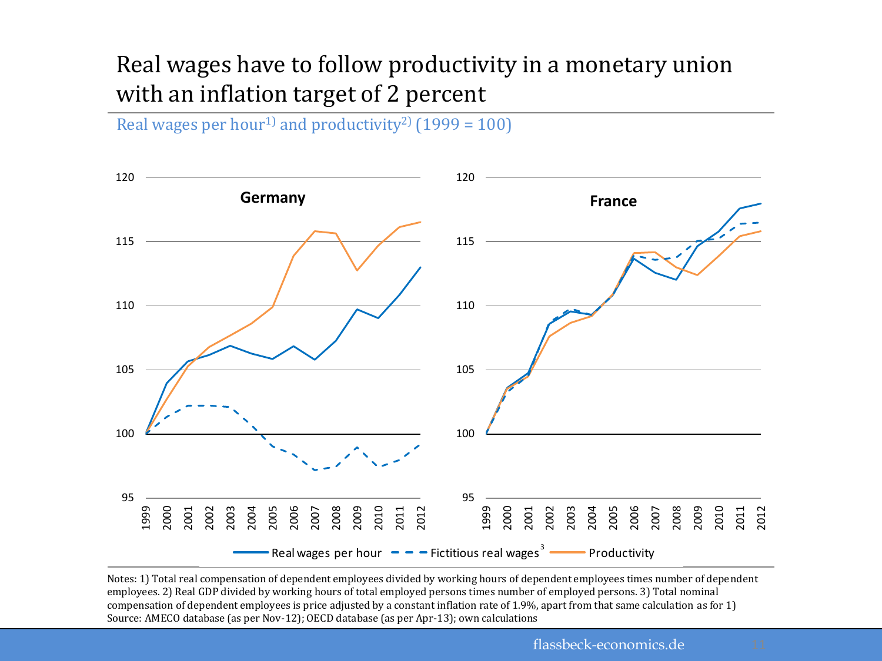# Real wages have to follow productivity in a monetary union with an inflation target of 2 percent

Real wages per hour[1)] and productivity[2)] (1999 = 100)

Germany

France

Real wages per hour — Fictitious real wages[3] — Productivity

Notes: 1) Total real compensation of dependent employees divided by working hours of dependent employees times number of dependent employees. 2) Real GDP divided by working hours of total employed persons times number of employed persons. 3) Total nominal compensation of dependent employees is price adjusted by a constant inflation rate of 1.9%, apart from that same calculation as for 1)
Source: AMECO database (as per Nov-12); OECD database (as per Apr-13); own calculations

flassbeck-economics.de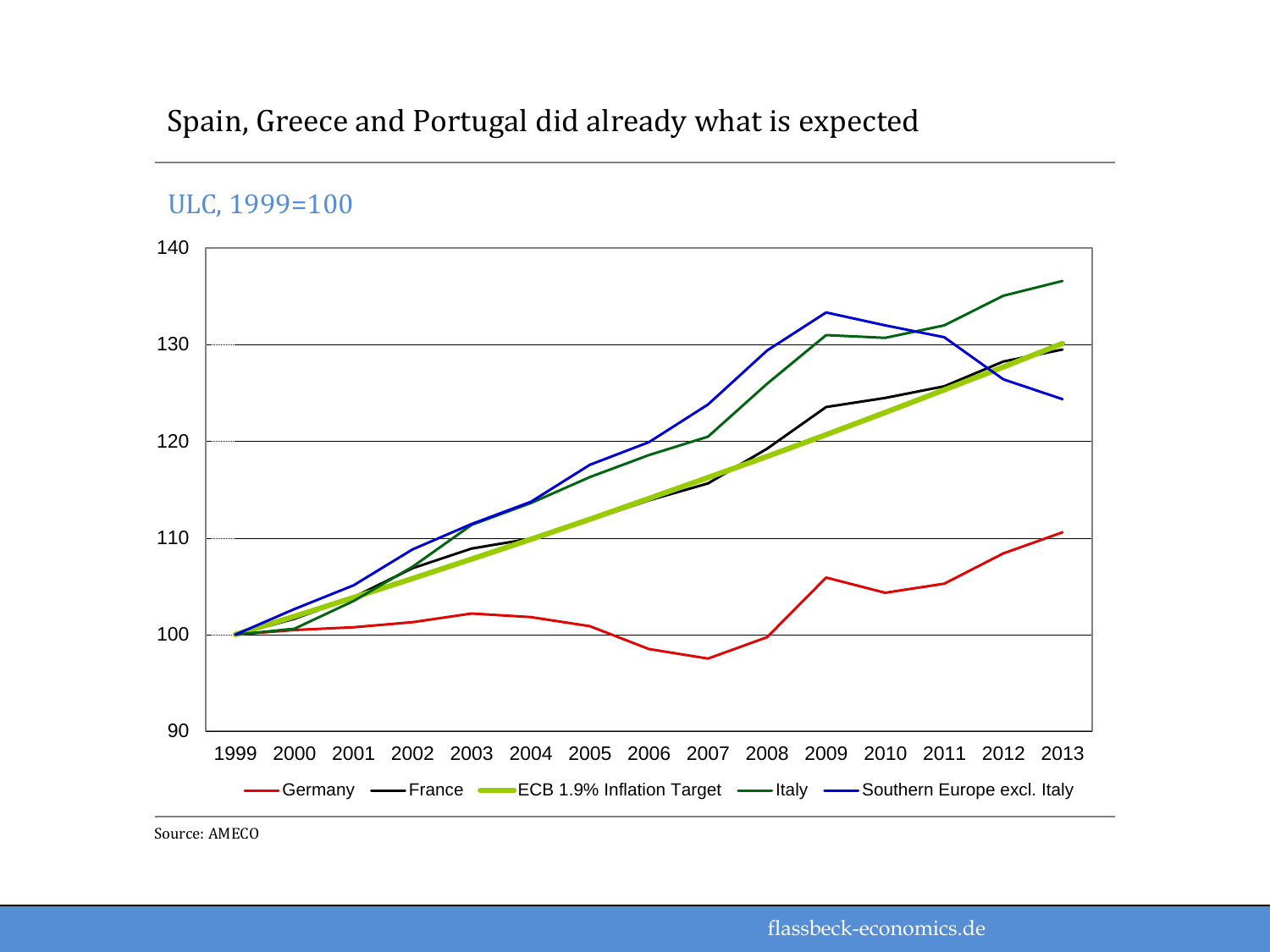# Spain, Greece and Portugal did already what is expected

ULC, 1999=100

Source: AMECO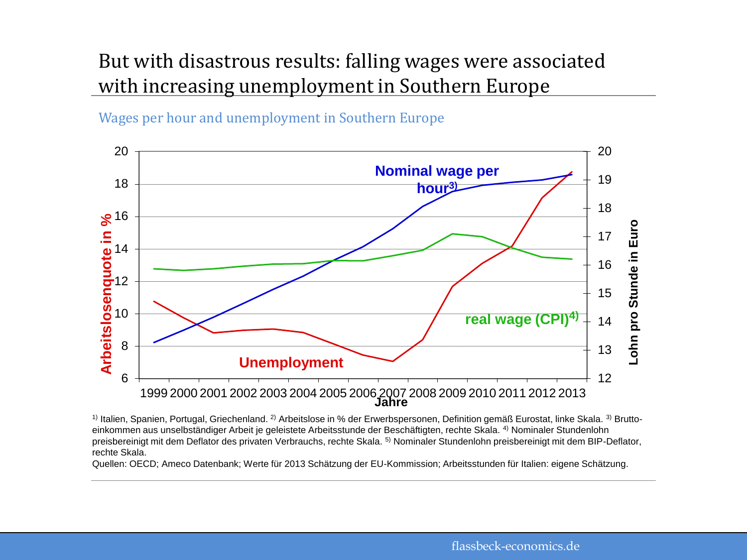# But with disastrous results: falling wages were associated with increasing unemployment in Southern Europe

Wages per hour and unemployment in Southern Europe

[1] Italien, Spanien, Portugal, Griechenland. [2] Arbeitslose in % der Erwerbspersonen, Definition gemäß Eurostat, linke Skala. [3] Brutto-einkommen aus unselbständiger Arbeit je geleistete Arbeitsstunde der Beschäftigten, rechte Skala. [4] Nominaler Stundenlohn preisbereinigt mit dem Deflator des privaten Verbrauchs, rechte Skala. [5] Nominaler Stundenlohn preisbereinigt mit dem BIP-Deflator, rechte Skala.

Quellen: OECD; Ameco Datenbank; Werte für 2013 Schätzung der EU-Kommission; Arbeitsstunden für Italien: eigene Schätzung.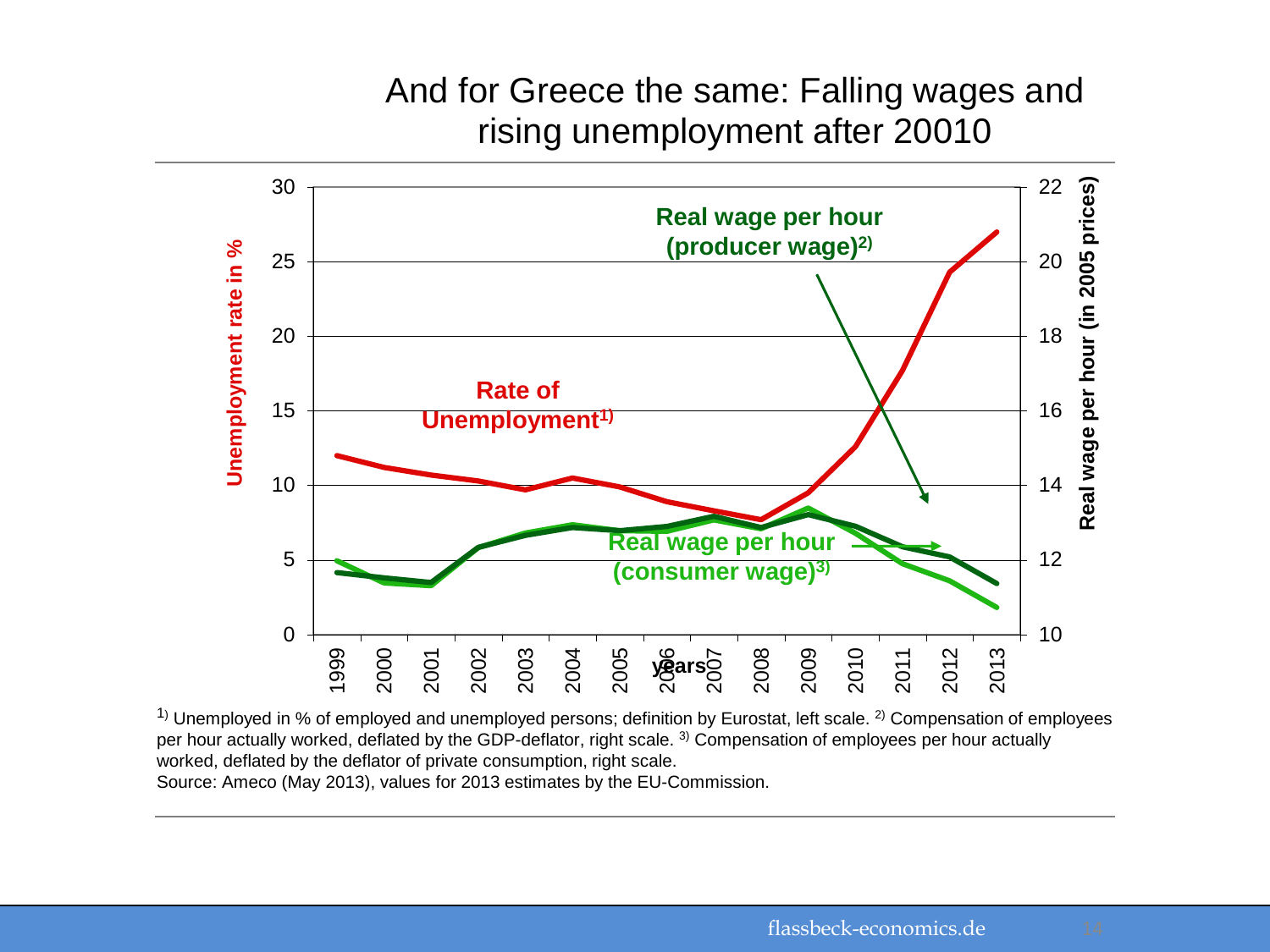# And for Greece the same: Falling wages and rising unemployment after 20010

[1] Unemployed in % of employed and unemployed persons; definition by Eurostat, left scale. [2] Compensation of employees per hour actually worked, deflated by the GDP-deflator, right scale. [3] Compensation of employees per hour actually worked, deflated by the deflator of private consumption, right scale.
Source: Ameco (May 2013), values for 2013 estimates by the EU-Commission.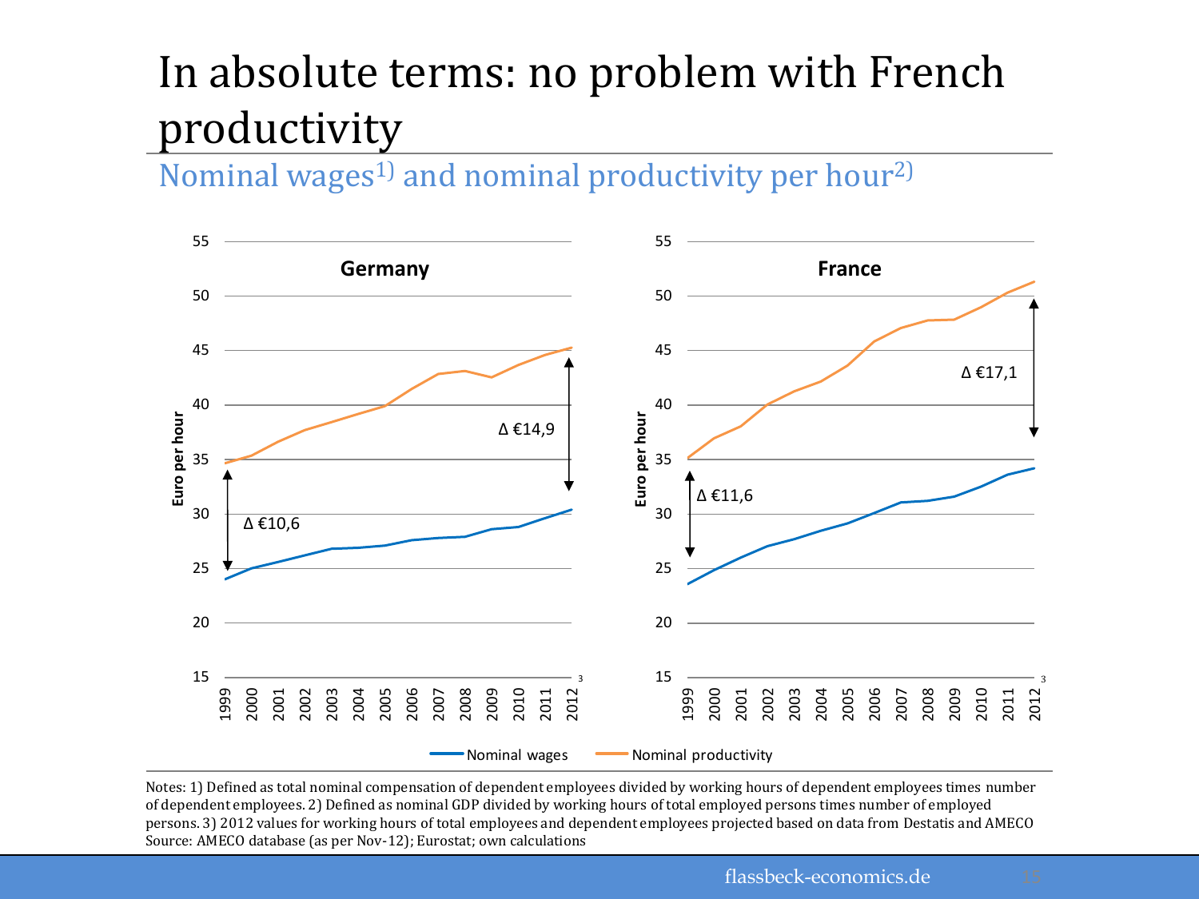# In absolute terms: no problem with French productivity

## Nominal wages[1)] and nominal productivity per hour[2)]

Notes: 1) Defined as total nominal compensation of dependent employees divided by working hours of dependent employees times number of dependent employees. 2) Defined as nominal GDP divided by working hours of total employed persons times number of employed persons. 3) 2012 values for working hours of total employees and dependent employees projected based on data from Destatis and AMECO
Source: AMECO database (as per Nov-12); Eurostat; own calculations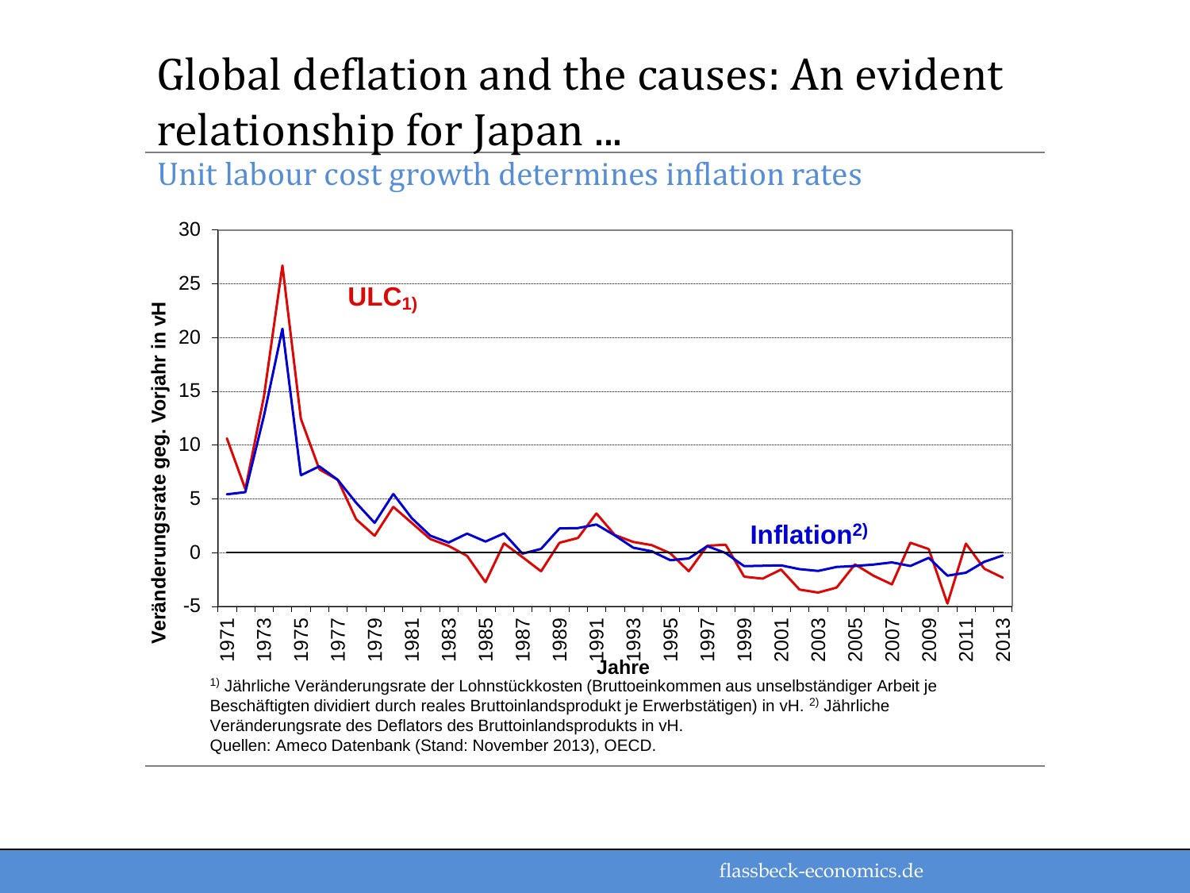# Global deflation and the causes: An evident relationship for Japan ...

## Unit labour cost growth determines inflation rates

[1] Jährliche Veränderungsrate der Lohnstückkosten (Bruttoeinkommen aus unselbständiger Arbeit je Beschäftigten dividiert durch reales Bruttoinlandsprodukt je Erwerbstätigen) in vH. [2] Jährliche Veränderungsrate des Deflators des Bruttoinlandsprodukts in vH.
Quellen: Ameco Datenbank (Stand: November 2013), OECD.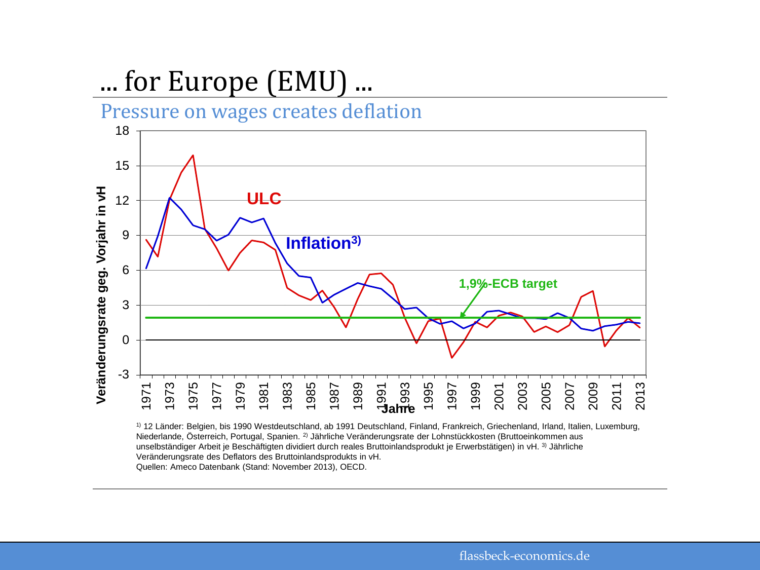# ... for Europe (EMU) ...

## Pressure on wages creates deflation

[1] 12 Länder: Belgien, bis 1990 Westdeutschland, ab 1991 Deutschland, Finland, Frankreich, Griechenland, Irland, Italien, Luxemburg, Niederlande, Österreich, Portugal, Spanien. [2] Jährliche Veränderungsrate der Lohnstückkosten (Bruttoeinkommen aus unselbständiger Arbeit je Beschäftigten dividiert durch reales Bruttoinlandsprodukt je Erwerbstätigen) in vH. [3] Jährliche Veränderungsrate des Deflators des Bruttoinlandsprodukts in vH.
Quellen: Ameco Datenbank (Stand: November 2013), OECD.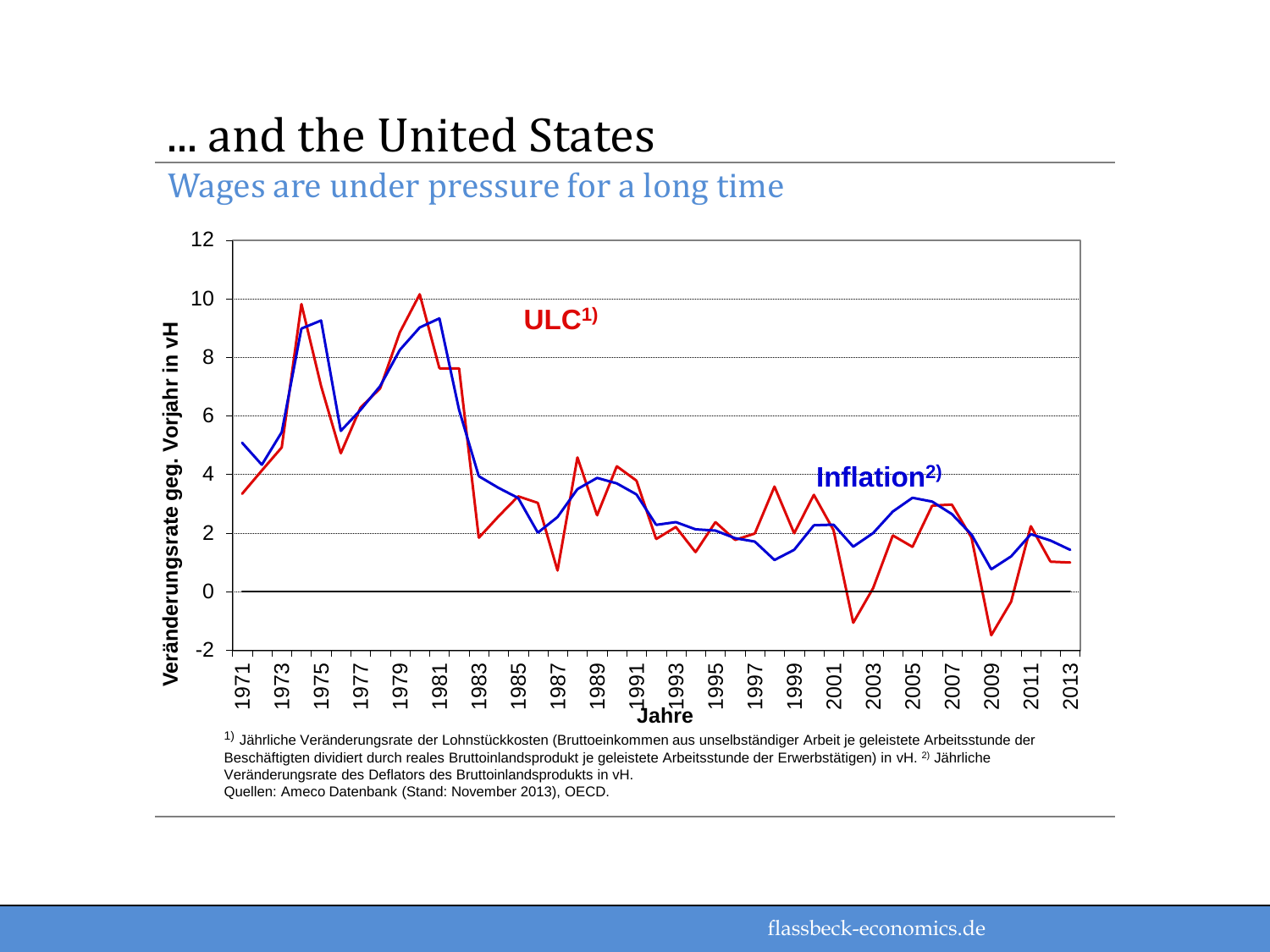# ... and the United States

## Wages are under pressure for a long time

[1] Jährliche Veränderungsrate der Lohnstückkosten (Bruttoeinkommen aus unselbständiger Arbeit je geleistete Arbeitsstunde der Beschäftigten dividiert durch reales Bruttoinlandsprodukt je geleistete Arbeitsstunde der Erwerbstätigen) in vH. [2] Jährliche Veränderungsrate des Deflators des Bruttoinlandsprodukts in vH.
Quellen: Ameco Datenbank (Stand: November 2013), OECD.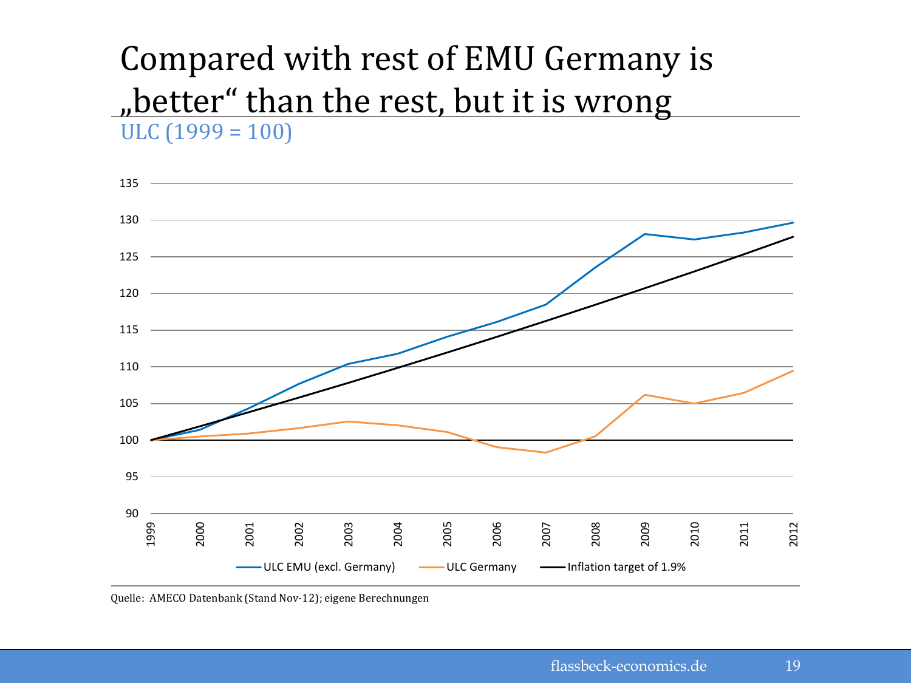# Compared with rest of EMU Germany is „better" than the rest, but it is wrong

ULC (1999 = 100)

Quelle: AMECO Datenbank (Stand Nov-12); eigene Berechnungen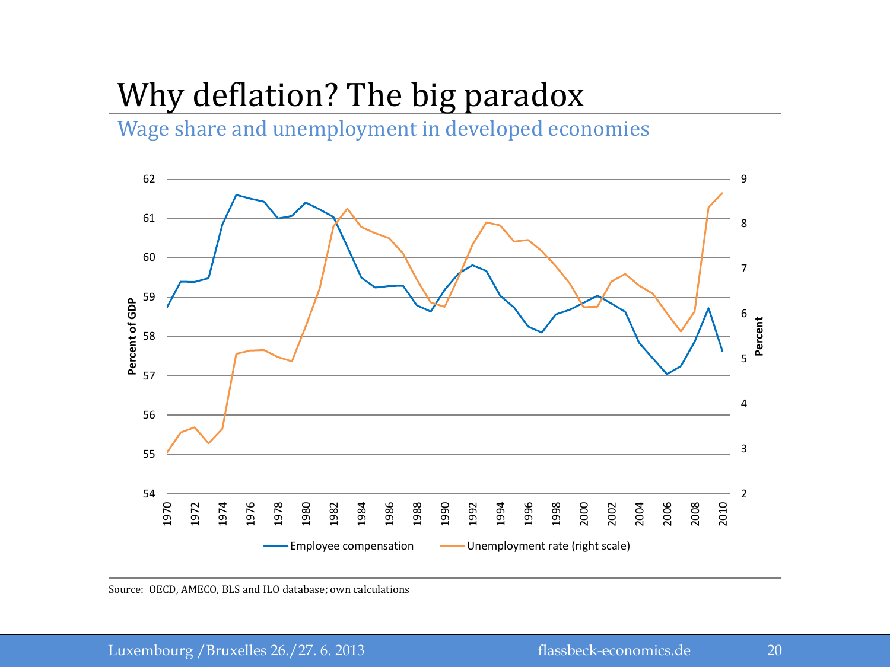# Why deflation? The big paradox

## Wage share and unemployment in developed economies

Source: OECD, AMECO, BLS and ILO database; own calculations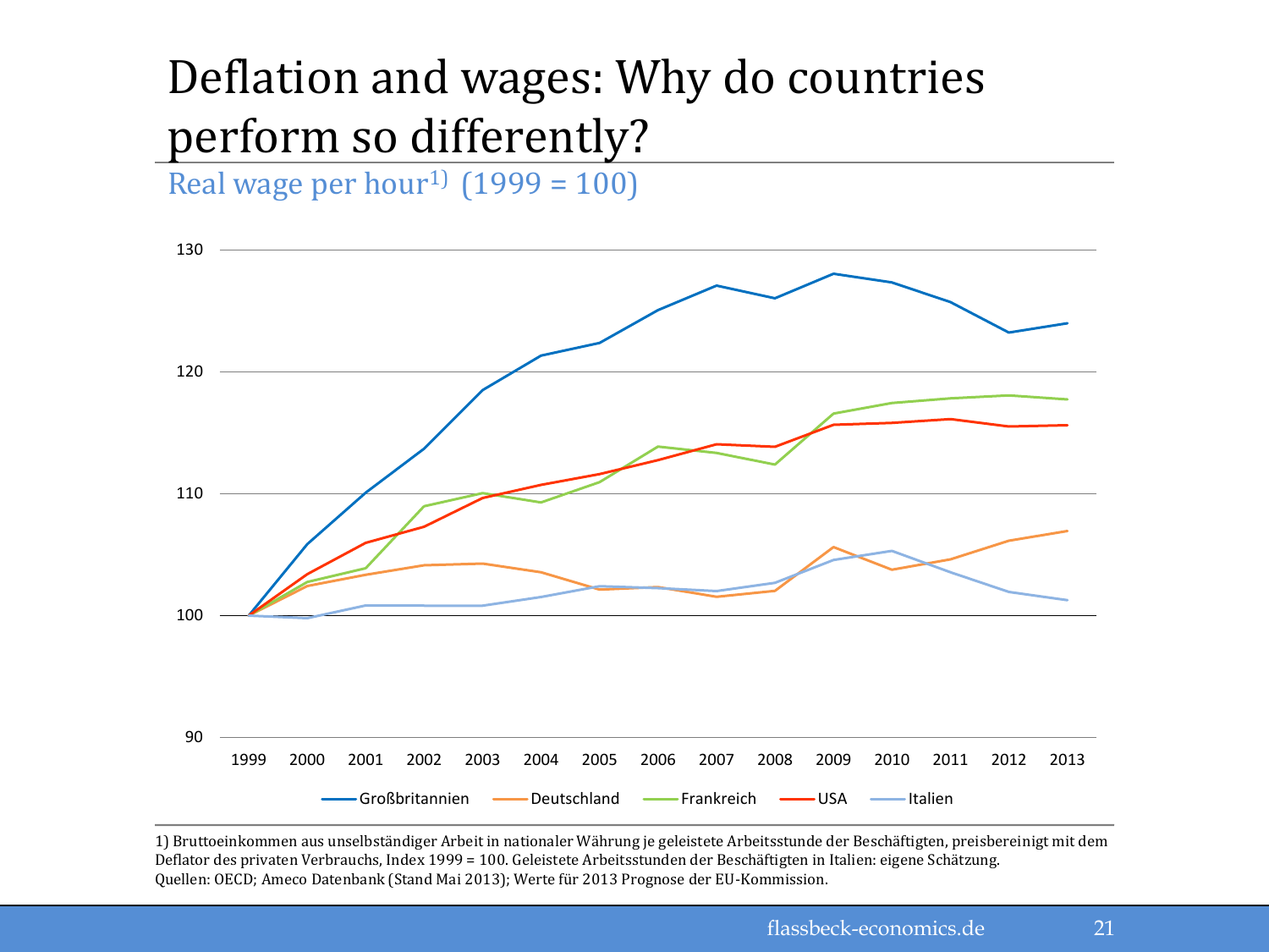# Deflation and wages: Why do countries perform so differently?

Real wage per hour[1] (1999 = 100)

1) Bruttoeinkommen aus unselbständiger Arbeit in nationaler Währung je geleistete Arbeitsstunde der Beschäftigten, preisbereinigt mit dem Deflator des privaten Verbrauchs, Index 1999 = 100. Geleistete Arbeitsstunden der Beschäftigten in Italien: eigene Schätzung.
Quellen: OECD; Ameco Datenbank (Stand Mai 2013); Werte für 2013 Prognose der EU-Kommission.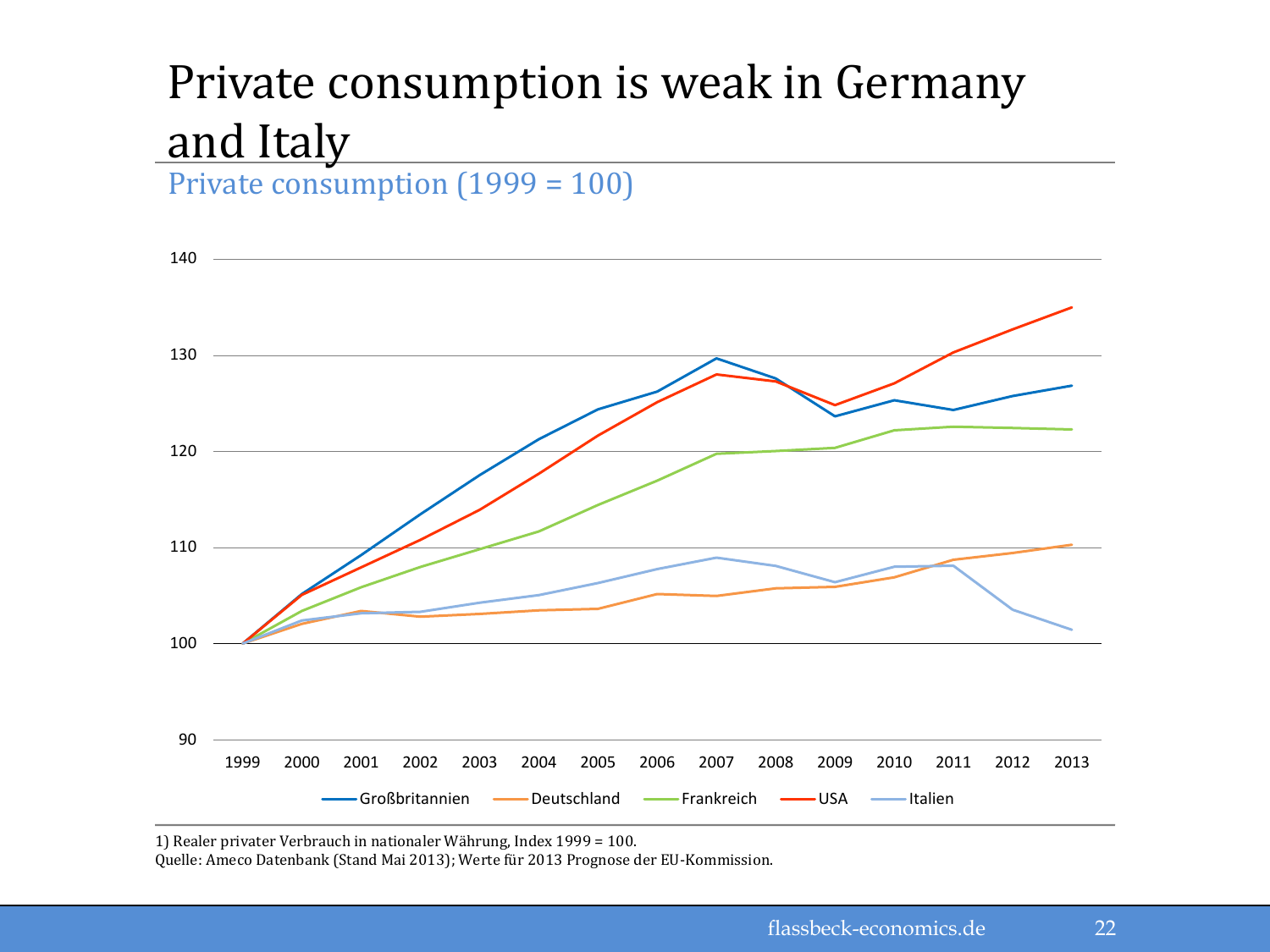# Private consumption is weak in Germany and Italy

Private consumption (1999 = 100)

1) Realer privater Verbrauch in nationaler Währung, Index 1999 = 100.
Quelle: Ameco Datenbank (Stand Mai 2013); Werte für 2013 Prognose der EU-Kommission.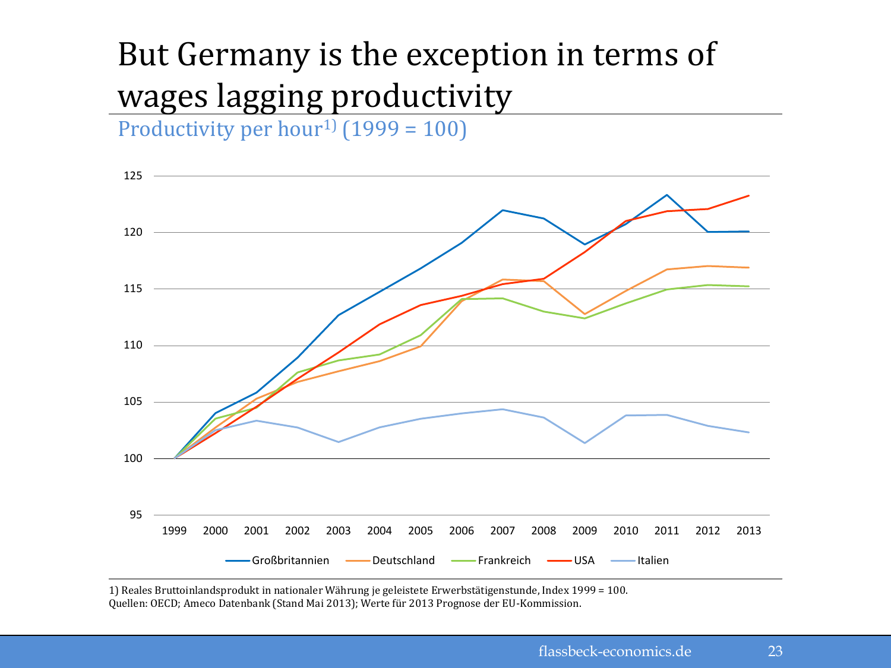# But Germany is the exception in terms of wages lagging productivity

Productivity per hour[1)] (1999 = 100)

1) Reales Bruttoinlandsprodukt in nationaler Währung je geleistete Erwerbstätigenstunde, Index 1999 = 100.
Quellen: OECD; Ameco Datenbank (Stand Mai 2013); Werte für 2013 Prognose der EU-Kommission.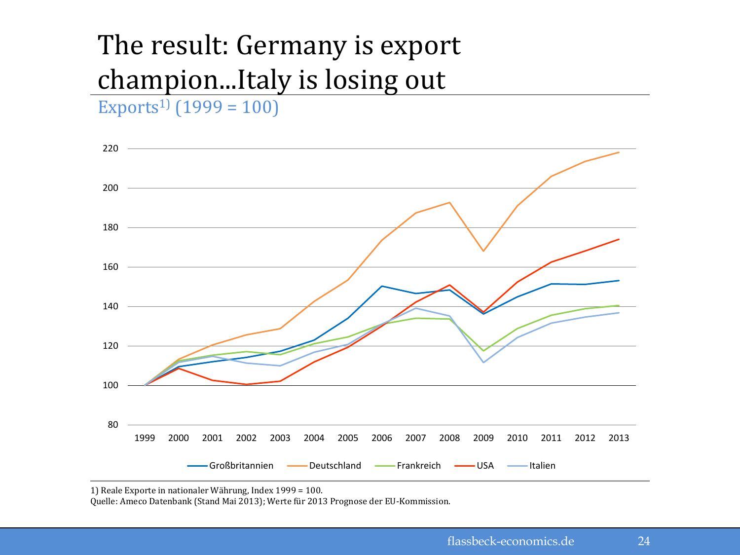# The result: Germany is export champion...Italy is losing out

Exports[1)] (1999 = 100)

1) Reale Exporte in nationaler Währung, Index 1999 = 100.
Quelle: Ameco Datenbank (Stand Mai 2013); Werte für 2013 Prognose der EU-Kommission.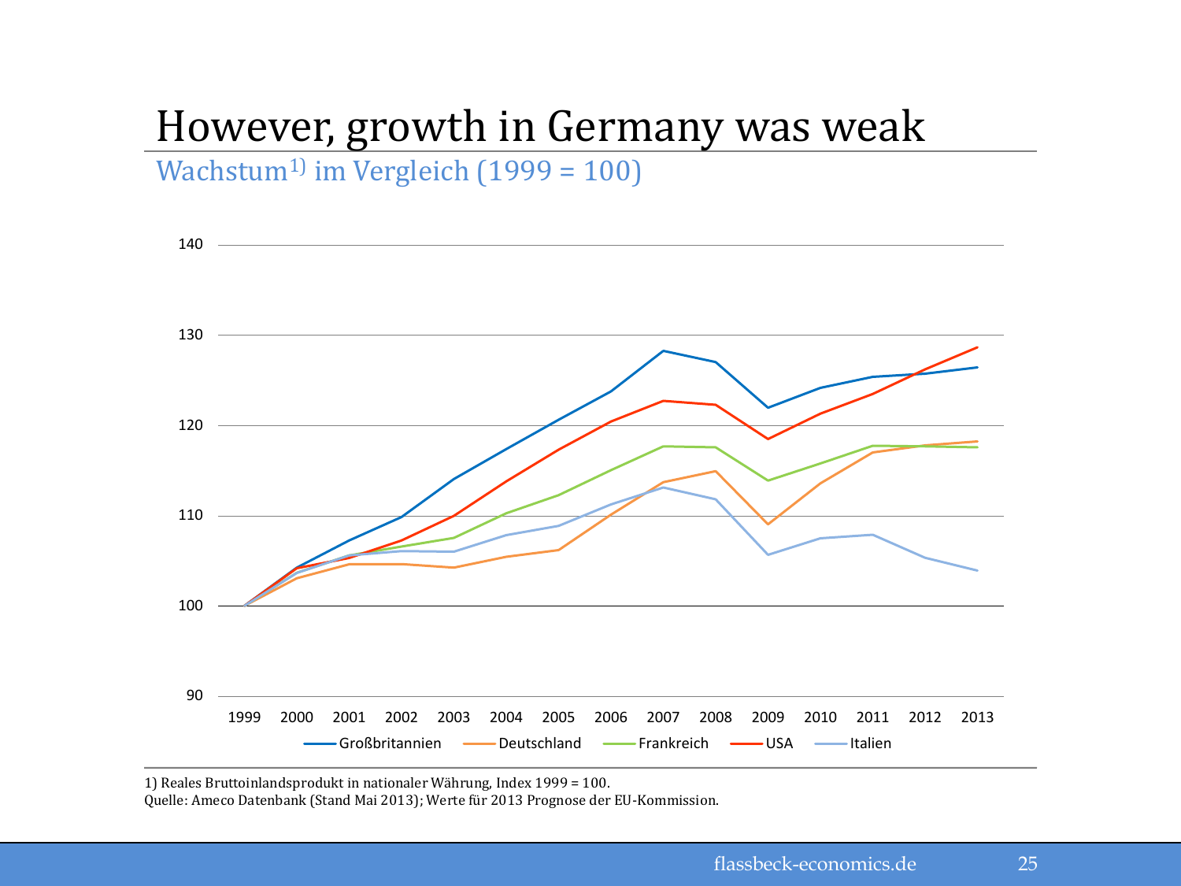# However, growth in Germany was weak

Wachstum[1)] im Vergleich (1999 = 100)

1) Reales Bruttoinlandsprodukt in nationaler Währung, Index 1999 = 100.
Quelle: Ameco Datenbank (Stand Mai 2013); Werte für 2013 Prognose der EU-Kommission.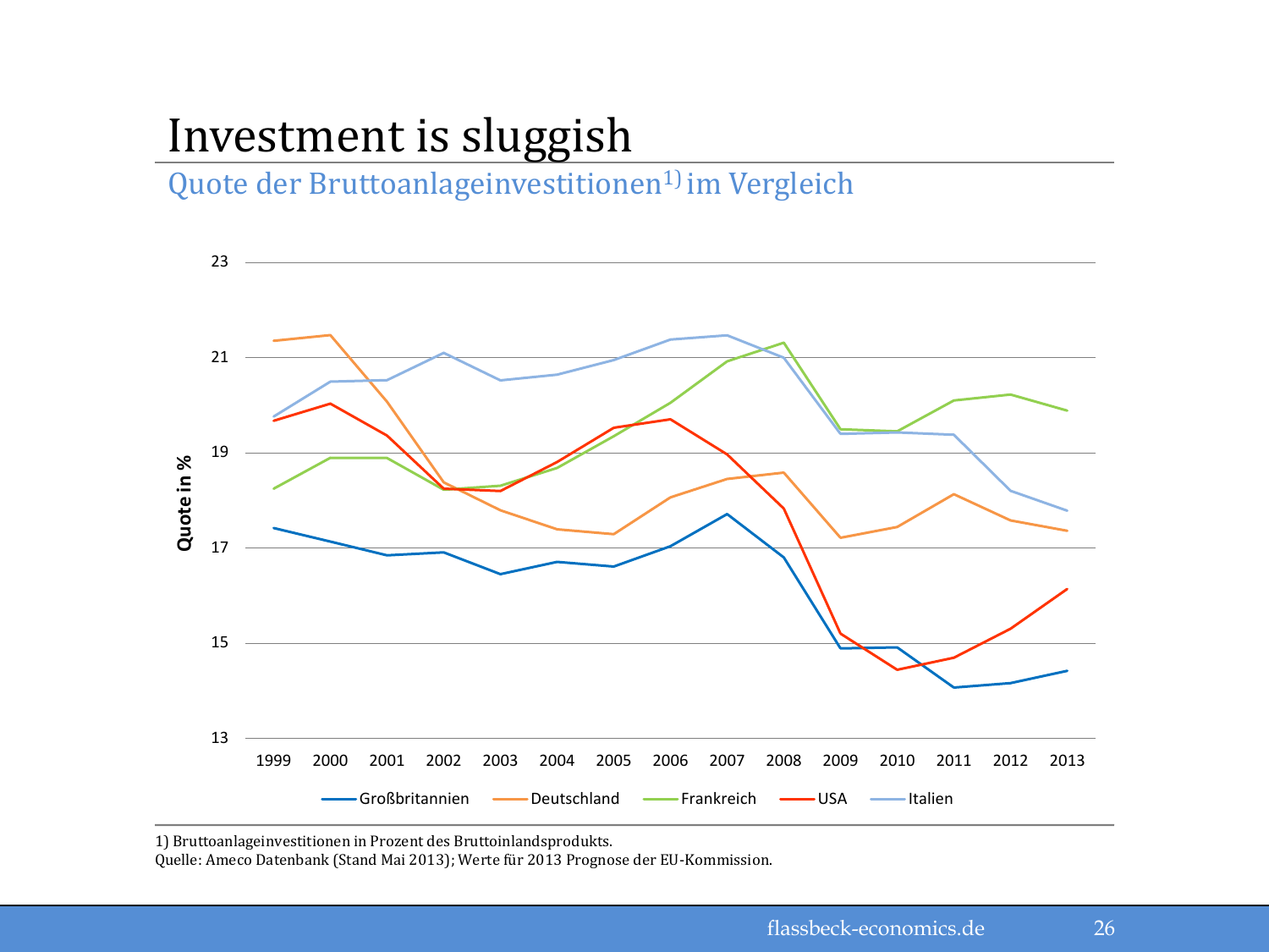# Investment is sluggish

## Quote der Bruttoanlageinvestitionen[1)] im Vergleich

1) Bruttoanlageinvestitionen in Prozent des Bruttoinlandsprodukts.
Quelle: Ameco Datenbank (Stand Mai 2013); Werte für 2013 Prognose der EU-Kommission.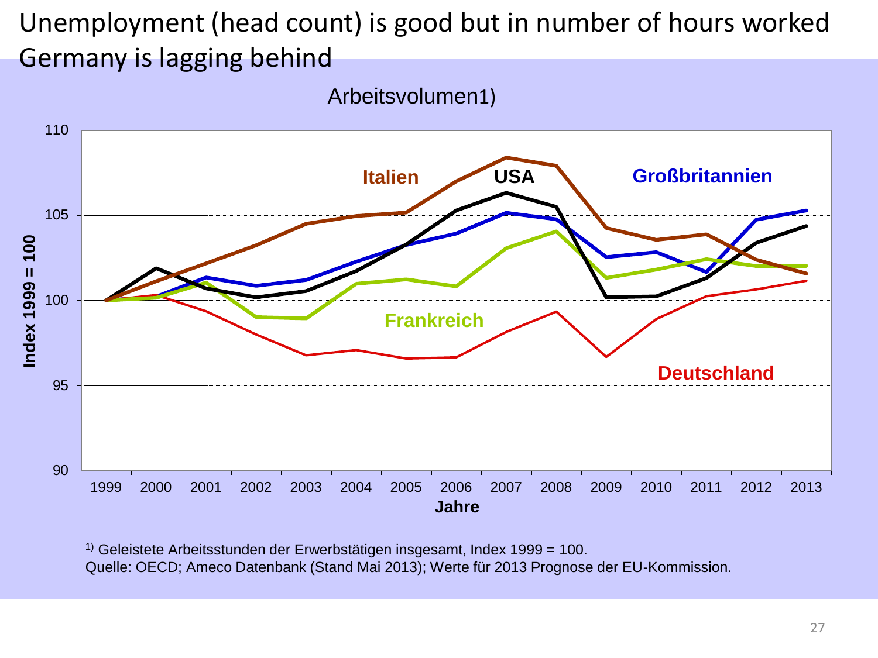# Unemployment (head count) is good but in number of hours worked Germany is lagging behind

Arbeitsvolumen1)

Index 1999 = 100

Italien USA Großbritannien Frankreich Deutschland

Jahre

1999 2000 2001 2002 2003 2004 2005 2006 2007 2008 2009 2010 2011 2012 2013

[1] Geleistete Arbeitsstunden der Erwerbstätigen insgesamt, Index 1999 = 100.
Quelle: OECD; Ameco Datenbank (Stand Mai 2013); Werte für 2013 Prognose der EU-Kommission.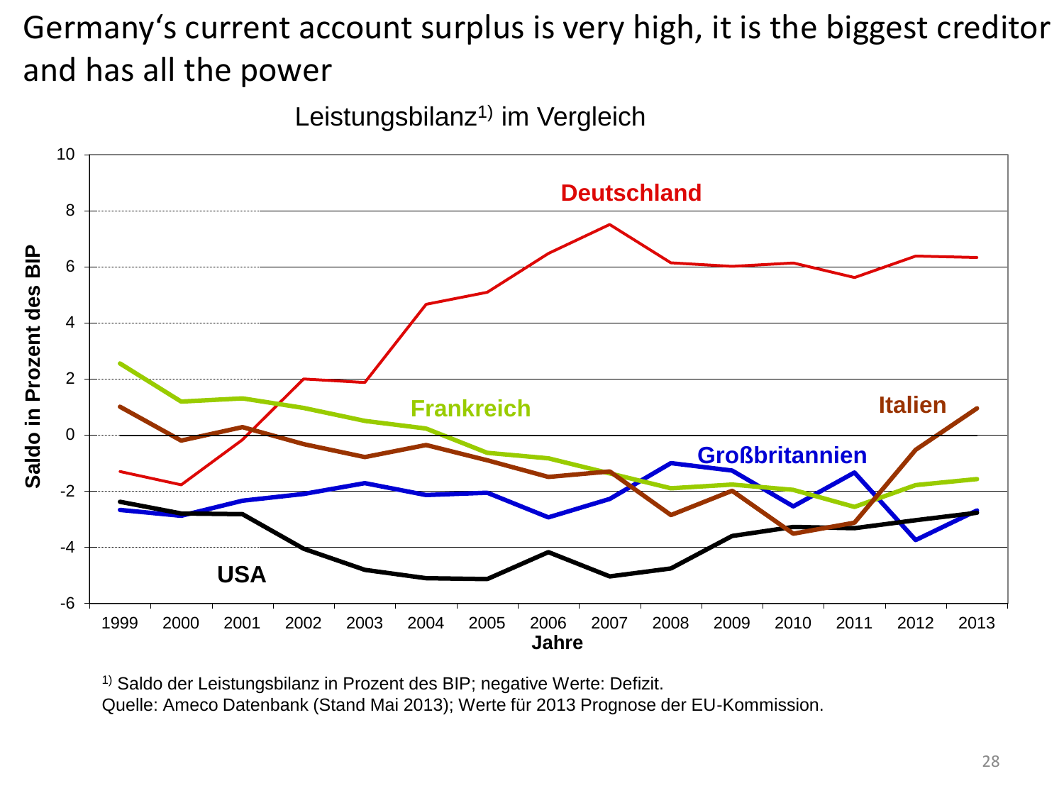# Germany's current account surplus is very high, it is the biggest creditor and has all the power

Leistungsbilanz[1] im Vergleich

Saldo in Prozent des BIP

10
8
6
4
2
0
-2
-4
-6

1999 2000 2001 2002 2003 2004 2005 2006 2007 2008 2009 2010 2011 2012 2013

Jahre

Deutschland

Frankreich

Italien

Großbritannien

USA

[1] Saldo der Leistungsbilanz in Prozent des BIP; negative Werte: Defizit.
Quelle: Ameco Datenbank (Stand Mai 2013); Werte für 2013 Prognose der EU-Kommission.